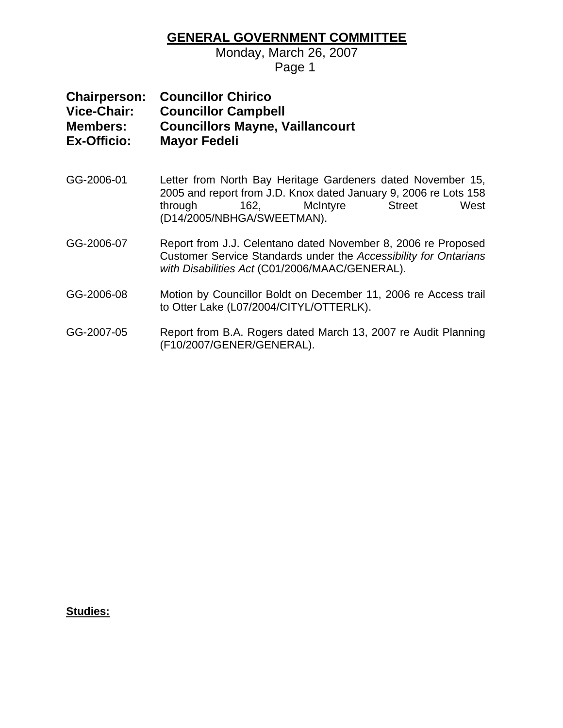# GENERAL GOVERNMENT COMMITTEE

Monday, March 26, 2007

**Chairperson:** **Councillor Chirico**
**Vice-Chair:** **Councillor Campbell**
**Members:** **Councillors Mayne, Vaillancourt**
**Ex-Officio:** **Mayor Fedeli**

GG-2006-01 Letter from North Bay Heritage Gardeners dated November 15, 2005 and report from J.D. Knox dated January 9, 2006 re Lots 158 through 162, McIntyre Street West (D14/2005/NBHGA/SWEETMAN).

GG-2006-07 Report from J.J. Celentano dated November 8, 2006 re Proposed Customer Service Standards under the *Accessibility for Ontarians with Disabilities Act* (C01/2006/MAAC/GENERAL).

GG-2006-08 Motion by Councillor Boldt on December 11, 2006 re Access trail to Otter Lake (L07/2004/CITYL/OTTERLK).

GG-2007-05 Report from B.A. Rogers dated March 13, 2007 re Audit Planning (F10/2007/GENER/GENERAL).

**Studies:**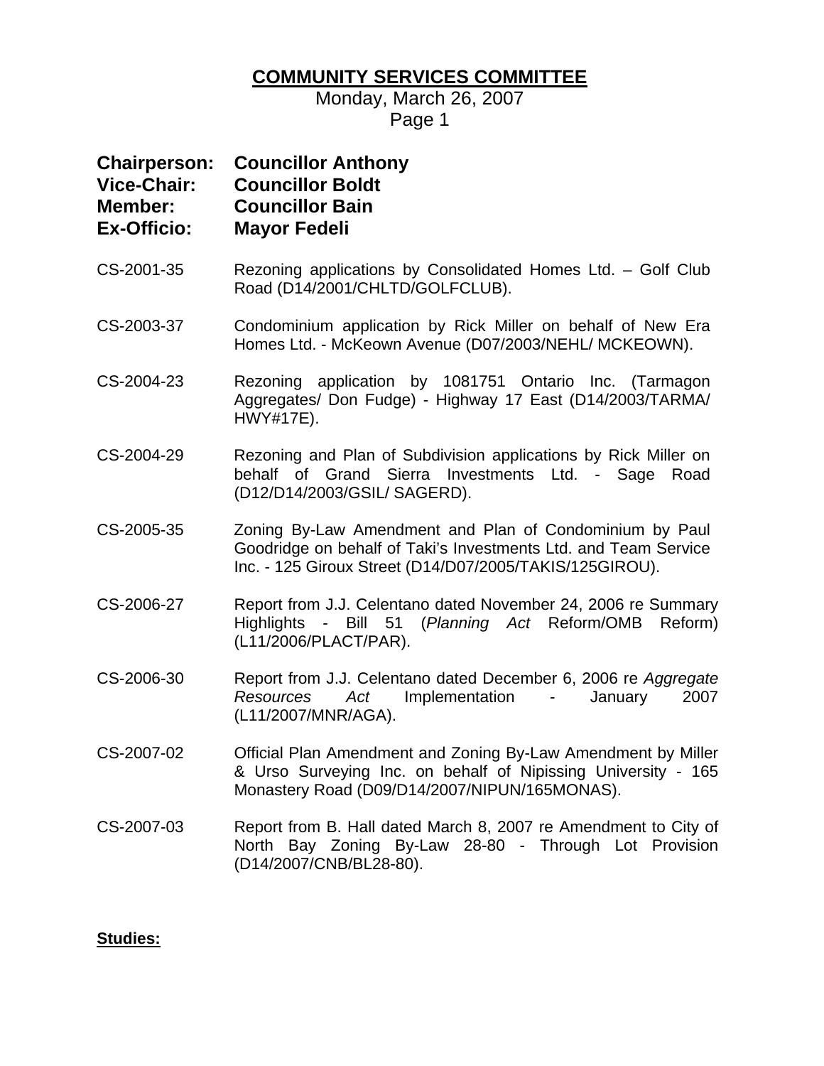# COMMUNITY SERVICES COMMITTEE

Monday, March 26, 2007

**Chairperson: Councillor Anthony**
**Vice-Chair: Councillor Boldt**
**Member: Councillor Bain**
**Ex-Officio: Mayor Fedeli**

CS-2001-35 Rezoning applications by Consolidated Homes Ltd. – Golf Club Road (D14/2001/CHLTD/GOLFCLUB).

CS-2003-37 Condominium application by Rick Miller on behalf of New Era Homes Ltd. - McKeown Avenue (D07/2003/NEHL/ MCKEOWN).

CS-2004-23 Rezoning application by 1081751 Ontario Inc. (Tarmagon Aggregates/ Don Fudge) - Highway 17 East (D14/2003/TARMA/ HWY#17E).

CS-2004-29 Rezoning and Plan of Subdivision applications by Rick Miller on behalf of Grand Sierra Investments Ltd. - Sage Road (D12/D14/2003/GSIL/ SAGERD).

CS-2005-35 Zoning By-Law Amendment and Plan of Condominium by Paul Goodridge on behalf of Taki's Investments Ltd. and Team Service Inc. - 125 Giroux Street (D14/D07/2005/TAKIS/125GIROU).

CS-2006-27 Report from J.J. Celentano dated November 24, 2006 re Summary Highlights - Bill 51 (*Planning Act* Reform/OMB Reform) (L11/2006/PLACT/PAR).

CS-2006-30 Report from J.J. Celentano dated December 6, 2006 re *Aggregate Resources Act* Implementation - January 2007 (L11/2007/MNR/AGA).

CS-2007-02 Official Plan Amendment and Zoning By-Law Amendment by Miller & Urso Surveying Inc. on behalf of Nipissing University - 165 Monastery Road (D09/D14/2007/NIPUN/165MONAS).

CS-2007-03 Report from B. Hall dated March 8, 2007 re Amendment to City of North Bay Zoning By-Law 28-80 - Through Lot Provision (D14/2007/CNB/BL28-80).

**Studies:**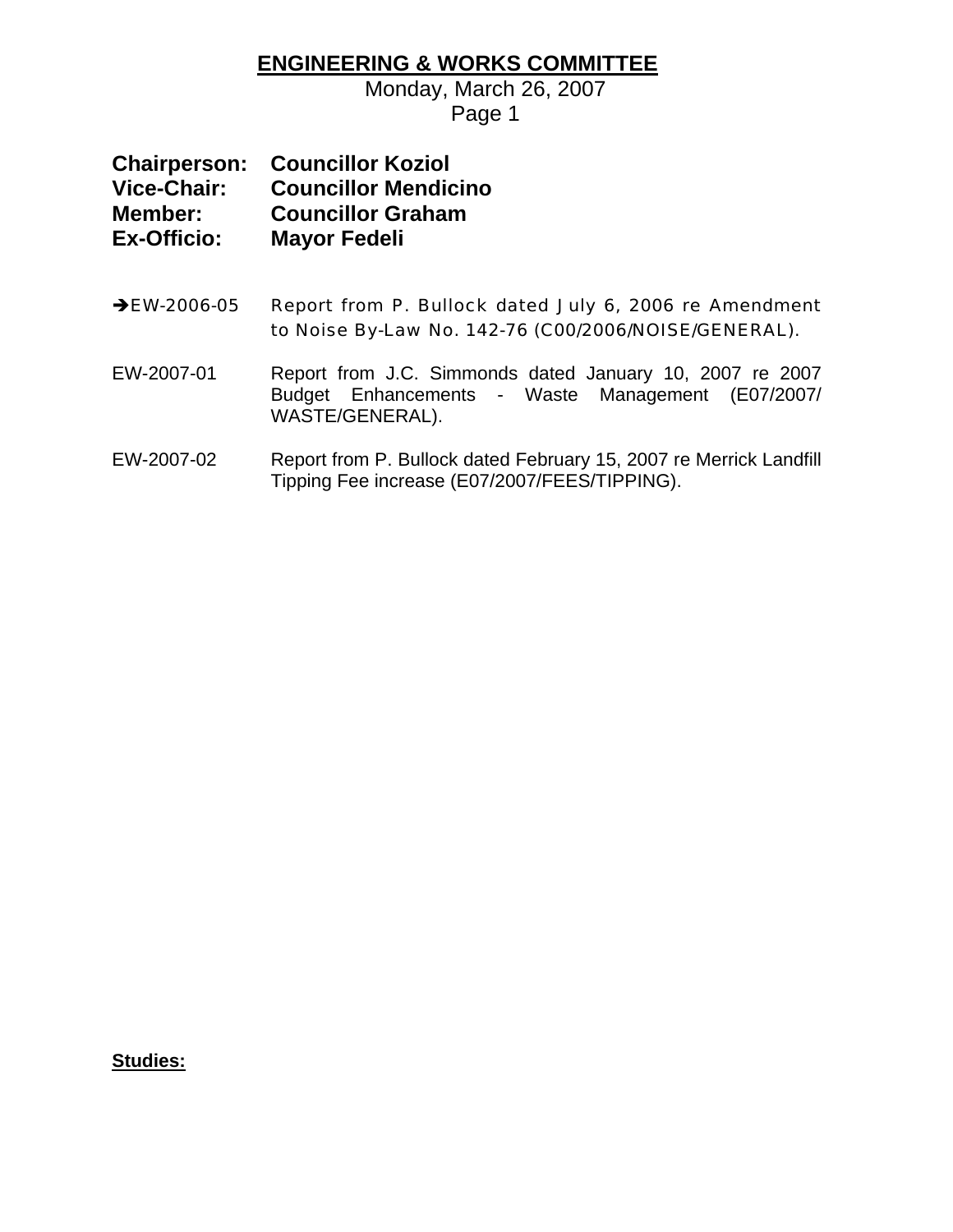# ENGINEERING & WORKS COMMITTEE

Monday, March 26, 2007

**Chairperson:** **Councillor Koziol**
**Vice-Chair:** **Councillor Mendicino**
**Member:** **Councillor Graham**
**Ex-Officio:** **Mayor Fedeli**

➔EW-2006-05 Report from P. Bullock dated July 6, 2006 re Amendment to Noise By-Law No. 142-76 (C00/2006/NOISE/GENERAL).

EW-2007-01 Report from J.C. Simmonds dated January 10, 2007 re 2007 Budget Enhancements - Waste Management (E07/2007/WASTE/GENERAL).

EW-2007-02 Report from P. Bullock dated February 15, 2007 re Merrick Landfill Tipping Fee increase (E07/2007/FEES/TIPPING).

**Studies:**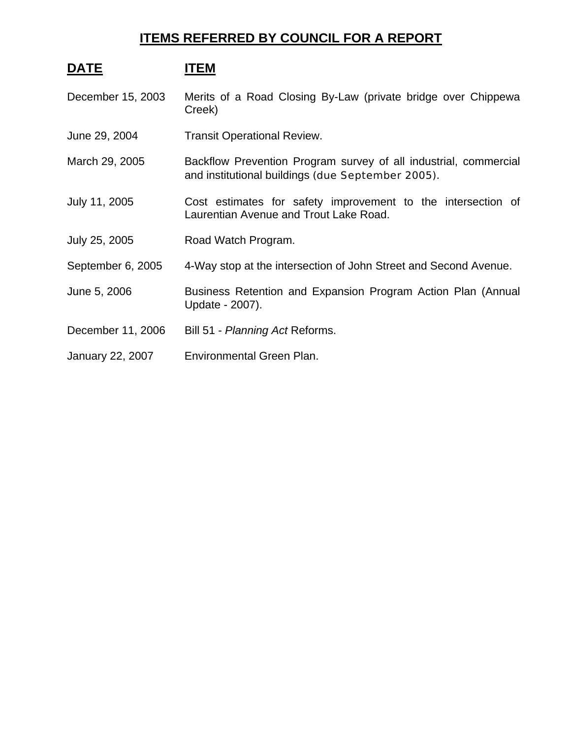# **ITEMS REFERRED BY COUNCIL FOR A REPORT**

| **DATE** | **ITEM** |
|---|---|
| December 15, 2003 | Merits of a Road Closing By-Law (private bridge over Chippewa Creek) |
| June 29, 2004 | Transit Operational Review. |
| March 29, 2005 | Backflow Prevention Program survey of all industrial, commercial and institutional buildings (due September 2005). |
| July 11, 2005 | Cost estimates for safety improvement to the intersection of Laurentian Avenue and Trout Lake Road. |
| July 25, 2005 | Road Watch Program. |
| September 6, 2005 | 4-Way stop at the intersection of John Street and Second Avenue. |
| June 5, 2006 | Business Retention and Expansion Program Action Plan (Annual Update - 2007). |
| December 11, 2006 | Bill 51 - *Planning Act* Reforms. |
| January 22, 2007 | Environmental Green Plan. |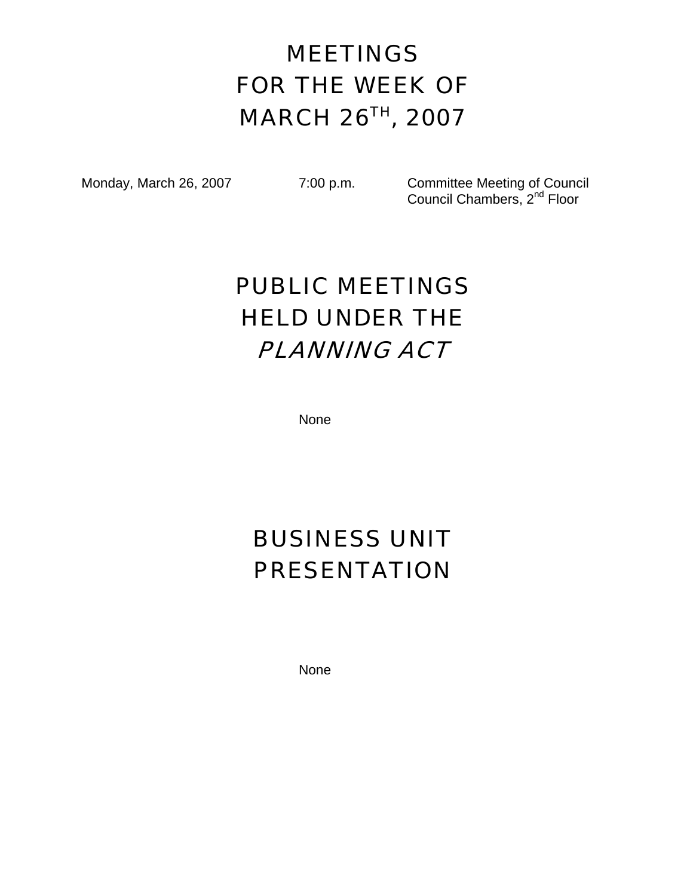# MEETINGS
# FOR THE WEEK OF
# MARCH 26TH, 2007

| | | |
|---|---|---|
| Monday, March 26, 2007 | 7:00 p.m. | Committee Meeting of Council<br>Council Chambers, 2nd Floor |

# PUBLIC MEETINGS
# HELD UNDER THE
# *PLANNING ACT*

None

# BUSINESS UNIT
# PRESENTATION

None